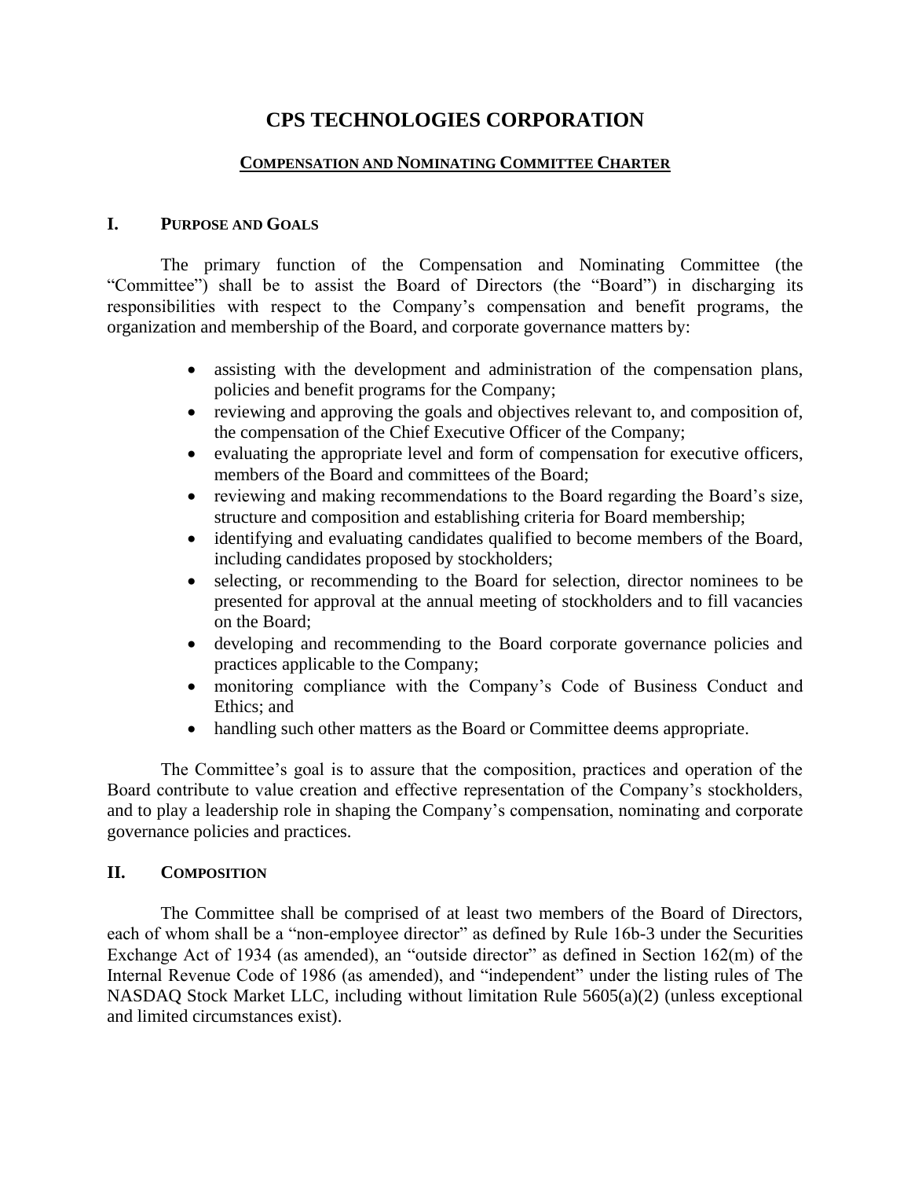# CPS TECHNOLOGIES CORPORATION

## COMPENSATION AND NOMINATING COMMITTEE CHARTER

### I. PURPOSE AND GOALS

The primary function of the Compensation and Nominating Committee (the "Committee") shall be to assist the Board of Directors (the "Board") in discharging its responsibilities with respect to the Company's compensation and benefit programs, the organization and membership of the Board, and corporate governance matters by:

- assisting with the development and administration of the compensation plans, policies and benefit programs for the Company;
- reviewing and approving the goals and objectives relevant to, and composition of, the compensation of the Chief Executive Officer of the Company;
- evaluating the appropriate level and form of compensation for executive officers, members of the Board and committees of the Board;
- reviewing and making recommendations to the Board regarding the Board's size, structure and composition and establishing criteria for Board membership;
- identifying and evaluating candidates qualified to become members of the Board, including candidates proposed by stockholders;
- selecting, or recommending to the Board for selection, director nominees to be presented for approval at the annual meeting of stockholders and to fill vacancies on the Board;
- developing and recommending to the Board corporate governance policies and practices applicable to the Company;
- monitoring compliance with the Company's Code of Business Conduct and Ethics; and
- handling such other matters as the Board or Committee deems appropriate.

The Committee's goal is to assure that the composition, practices and operation of the Board contribute to value creation and effective representation of the Company's stockholders, and to play a leadership role in shaping the Company's compensation, nominating and corporate governance policies and practices.

### II. COMPOSITION

The Committee shall be comprised of at least two members of the Board of Directors, each of whom shall be a "non-employee director" as defined by Rule 16b-3 under the Securities Exchange Act of 1934 (as amended), an "outside director" as defined in Section 162(m) of the Internal Revenue Code of 1986 (as amended), and "independent" under the listing rules of The NASDAQ Stock Market LLC, including without limitation Rule 5605(a)(2) (unless exceptional and limited circumstances exist).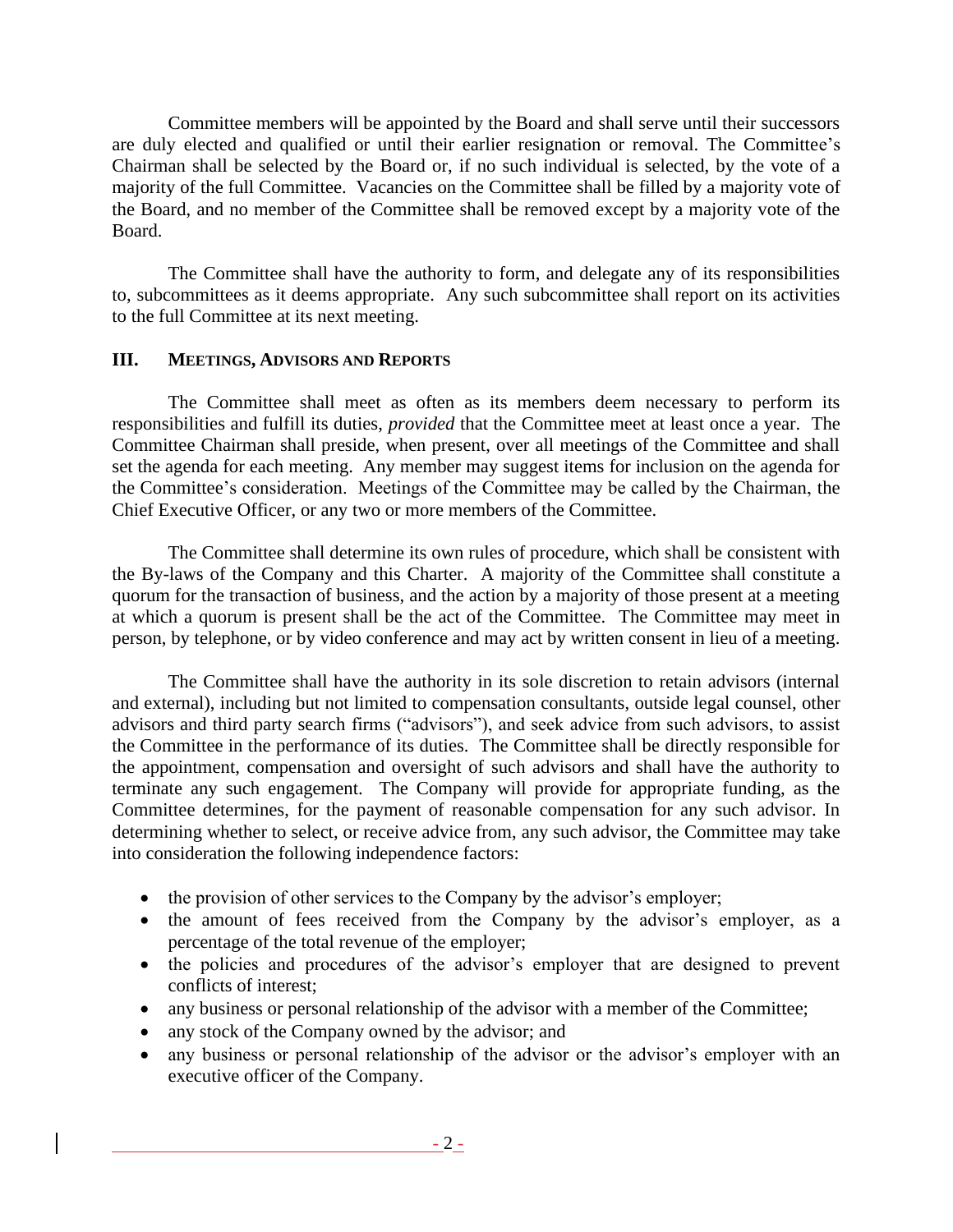Committee members will be appointed by the Board and shall serve until their successors are duly elected and qualified or until their earlier resignation or removal. The Committee's Chairman shall be selected by the Board or, if no such individual is selected, by the vote of a majority of the full Committee. Vacancies on the Committee shall be filled by a majority vote of the Board, and no member of the Committee shall be removed except by a majority vote of the Board.

The Committee shall have the authority to form, and delegate any of its responsibilities to, subcommittees as it deems appropriate. Any such subcommittee shall report on its activities to the full Committee at its next meeting.

## III. MEETINGS, ADVISORS AND REPORTS

The Committee shall meet as often as its members deem necessary to perform its responsibilities and fulfill its duties, *provided* that the Committee meet at least once a year. The Committee Chairman shall preside, when present, over all meetings of the Committee and shall set the agenda for each meeting. Any member may suggest items for inclusion on the agenda for the Committee's consideration. Meetings of the Committee may be called by the Chairman, the Chief Executive Officer, or any two or more members of the Committee.

The Committee shall determine its own rules of procedure, which shall be consistent with the By-laws of the Company and this Charter. A majority of the Committee shall constitute a quorum for the transaction of business, and the action by a majority of those present at a meeting at which a quorum is present shall be the act of the Committee. The Committee may meet in person, by telephone, or by video conference and may act by written consent in lieu of a meeting.

The Committee shall have the authority in its sole discretion to retain advisors (internal and external), including but not limited to compensation consultants, outside legal counsel, other advisors and third party search firms ("advisors"), and seek advice from such advisors, to assist the Committee in the performance of its duties. The Committee shall be directly responsible for the appointment, compensation and oversight of such advisors and shall have the authority to terminate any such engagement. The Company will provide for appropriate funding, as the Committee determines, for the payment of reasonable compensation for any such advisor. In determining whether to select, or receive advice from, any such advisor, the Committee may take into consideration the following independence factors:

- the provision of other services to the Company by the advisor's employer;
- the amount of fees received from the Company by the advisor's employer, as a percentage of the total revenue of the employer;
- the policies and procedures of the advisor's employer that are designed to prevent conflicts of interest;
- any business or personal relationship of the advisor with a member of the Committee;
- any stock of the Company owned by the advisor; and
- any business or personal relationship of the advisor or the advisor's employer with an executive officer of the Company.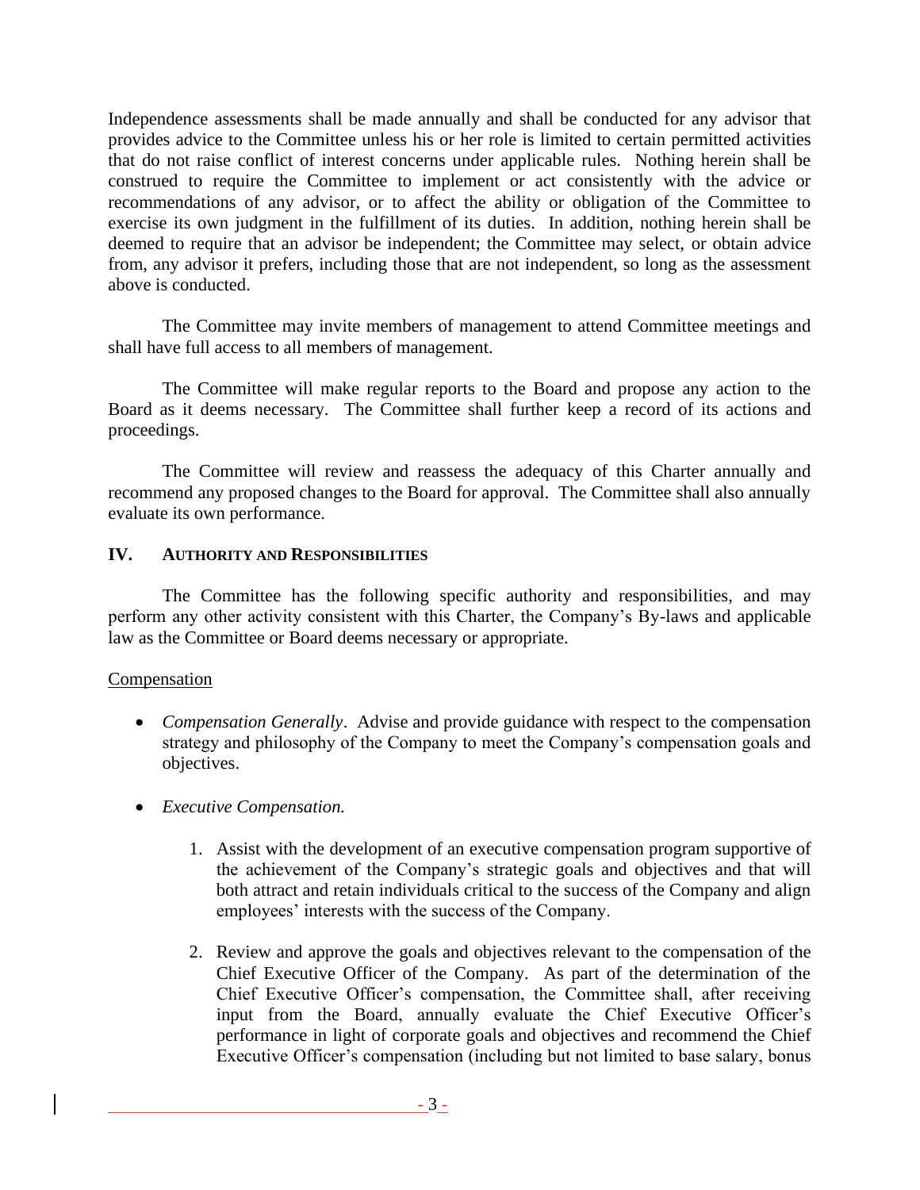Independence assessments shall be made annually and shall be conducted for any advisor that provides advice to the Committee unless his or her role is limited to certain permitted activities that do not raise conflict of interest concerns under applicable rules. Nothing herein shall be construed to require the Committee to implement or act consistently with the advice or recommendations of any advisor, or to affect the ability or obligation of the Committee to exercise its own judgment in the fulfillment of its duties. In addition, nothing herein shall be deemed to require that an advisor be independent; the Committee may select, or obtain advice from, any advisor it prefers, including those that are not independent, so long as the assessment above is conducted.

The Committee may invite members of management to attend Committee meetings and shall have full access to all members of management.

The Committee will make regular reports to the Board and propose any action to the Board as it deems necessary. The Committee shall further keep a record of its actions and proceedings.

The Committee will review and reassess the adequacy of this Charter annually and recommend any proposed changes to the Board for approval. The Committee shall also annually evaluate its own performance.

## IV. AUTHORITY AND RESPONSIBILITIES

The Committee has the following specific authority and responsibilities, and may perform any other activity consistent with this Charter, the Company's By-laws and applicable law as the Committee or Board deems necessary or appropriate.

Compensation

- *Compensation Generally*. Advise and provide guidance with respect to the compensation strategy and philosophy of the Company to meet the Company's compensation goals and objectives.

- *Executive Compensation.*

  1. Assist with the development of an executive compensation program supportive of the achievement of the Company's strategic goals and objectives and that will both attract and retain individuals critical to the success of the Company and align employees' interests with the success of the Company.

  2. Review and approve the goals and objectives relevant to the compensation of the Chief Executive Officer of the Company. As part of the determination of the Chief Executive Officer's compensation, the Committee shall, after receiving input from the Board, annually evaluate the Chief Executive Officer's performance in light of corporate goals and objectives and recommend the Chief Executive Officer's compensation (including but not limited to base salary, bonus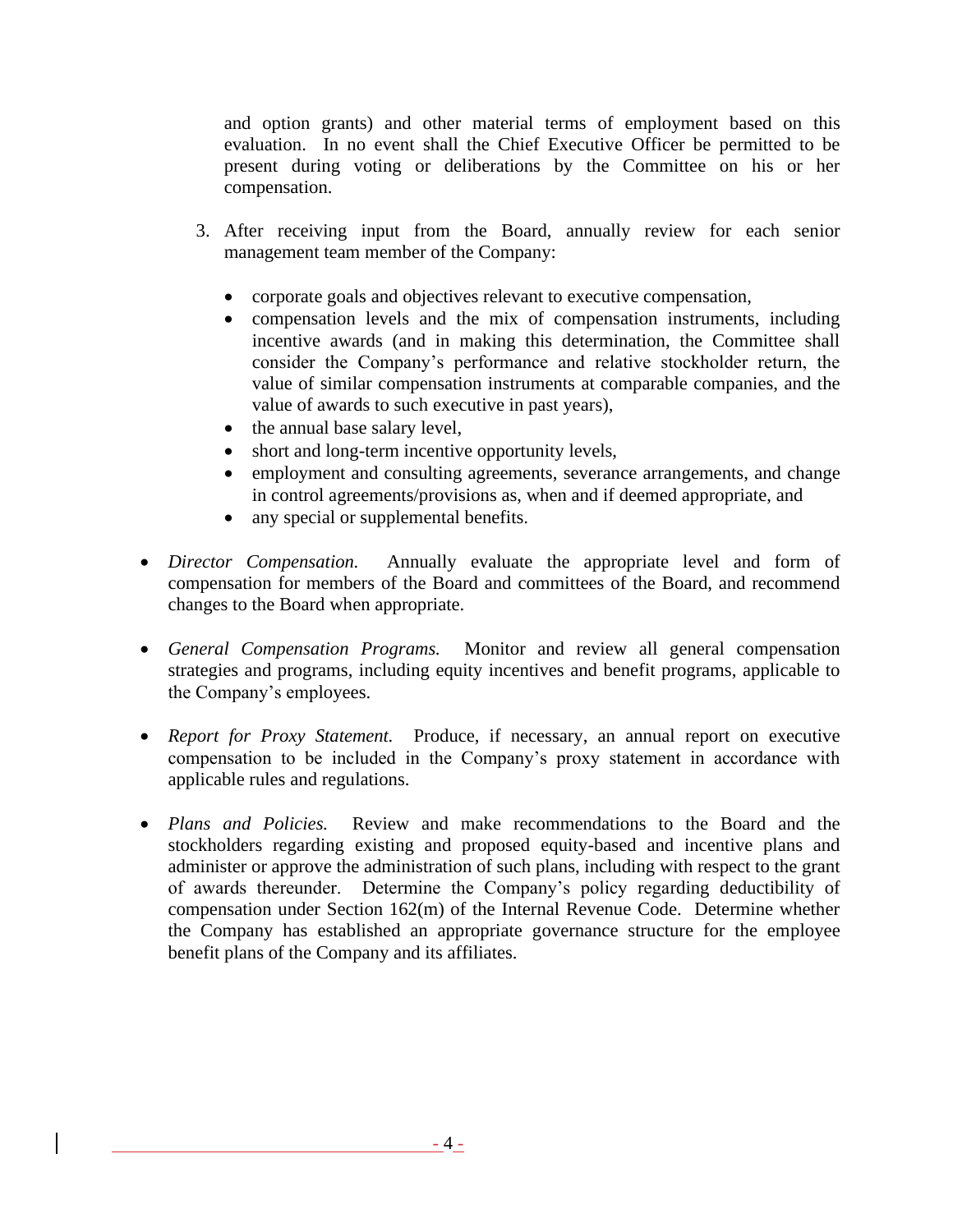and option grants) and other material terms of employment based on this evaluation. In no event shall the Chief Executive Officer be permitted to be present during voting or deliberations by the Committee on his or her compensation.

3. After receiving input from the Board, annually review for each senior management team member of the Company:

    - corporate goals and objectives relevant to executive compensation,
    - compensation levels and the mix of compensation instruments, including incentive awards (and in making this determination, the Committee shall consider the Company's performance and relative stockholder return, the value of similar compensation instruments at comparable companies, and the value of awards to such executive in past years),
    - the annual base salary level,
    - short and long-term incentive opportunity levels,
    - employment and consulting agreements, severance arrangements, and change in control agreements/provisions as, when and if deemed appropriate, and
    - any special or supplemental benefits.

- *Director Compensation.* Annually evaluate the appropriate level and form of compensation for members of the Board and committees of the Board, and recommend changes to the Board when appropriate.

- *General Compensation Programs.* Monitor and review all general compensation strategies and programs, including equity incentives and benefit programs, applicable to the Company's employees.

- *Report for Proxy Statement.* Produce, if necessary, an annual report on executive compensation to be included in the Company's proxy statement in accordance with applicable rules and regulations.

- *Plans and Policies.* Review and make recommendations to the Board and the stockholders regarding existing and proposed equity-based and incentive plans and administer or approve the administration of such plans, including with respect to the grant of awards thereunder. Determine the Company's policy regarding deductibility of compensation under Section 162(m) of the Internal Revenue Code. Determine whether the Company has established an appropriate governance structure for the employee benefit plans of the Company and its affiliates.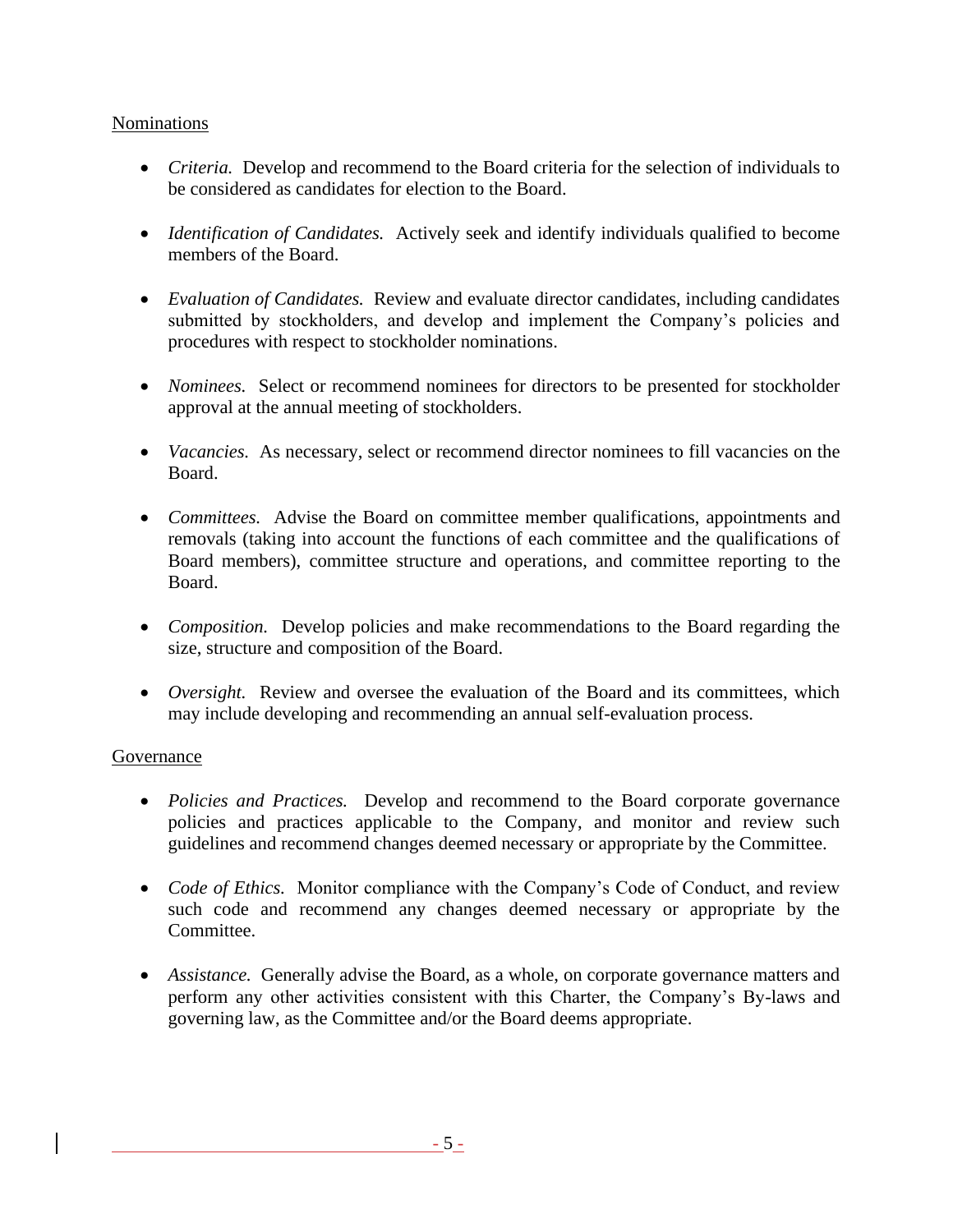Nominations

- *Criteria.* Develop and recommend to the Board criteria for the selection of individuals to be considered as candidates for election to the Board.

- *Identification of Candidates.* Actively seek and identify individuals qualified to become members of the Board.

- *Evaluation of Candidates.* Review and evaluate director candidates, including candidates submitted by stockholders, and develop and implement the Company's policies and procedures with respect to stockholder nominations.

- *Nominees.* Select or recommend nominees for directors to be presented for stockholder approval at the annual meeting of stockholders.

- *Vacancies.* As necessary, select or recommend director nominees to fill vacancies on the Board.

- *Committees.* Advise the Board on committee member qualifications, appointments and removals (taking into account the functions of each committee and the qualifications of Board members), committee structure and operations, and committee reporting to the Board.

- *Composition.* Develop policies and make recommendations to the Board regarding the size, structure and composition of the Board.

- *Oversight.* Review and oversee the evaluation of the Board and its committees, which may include developing and recommending an annual self-evaluation process.

Governance

- *Policies and Practices.* Develop and recommend to the Board corporate governance policies and practices applicable to the Company, and monitor and review such guidelines and recommend changes deemed necessary or appropriate by the Committee.

- *Code of Ethics.* Monitor compliance with the Company's Code of Conduct, and review such code and recommend any changes deemed necessary or appropriate by the Committee.

- *Assistance.* Generally advise the Board, as a whole, on corporate governance matters and perform any other activities consistent with this Charter, the Company's By-laws and governing law, as the Committee and/or the Board deems appropriate.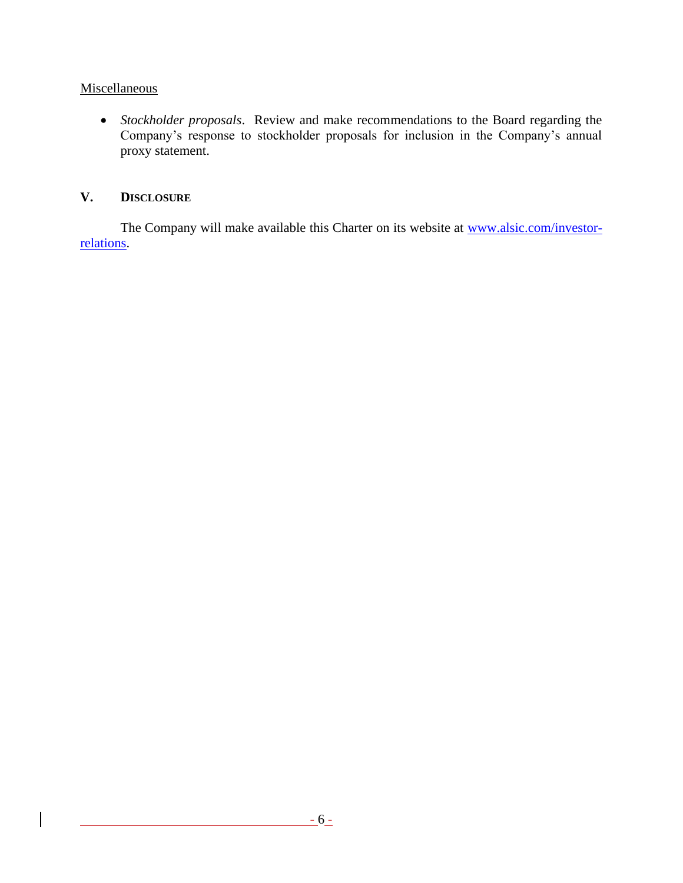Miscellaneous

- *Stockholder proposals*. Review and make recommendations to the Board regarding the Company's response to stockholder proposals for inclusion in the Company's annual proxy statement.

## V. DISCLOSURE

The Company will make available this Charter on its website at www.alsic.com/investor-relations.